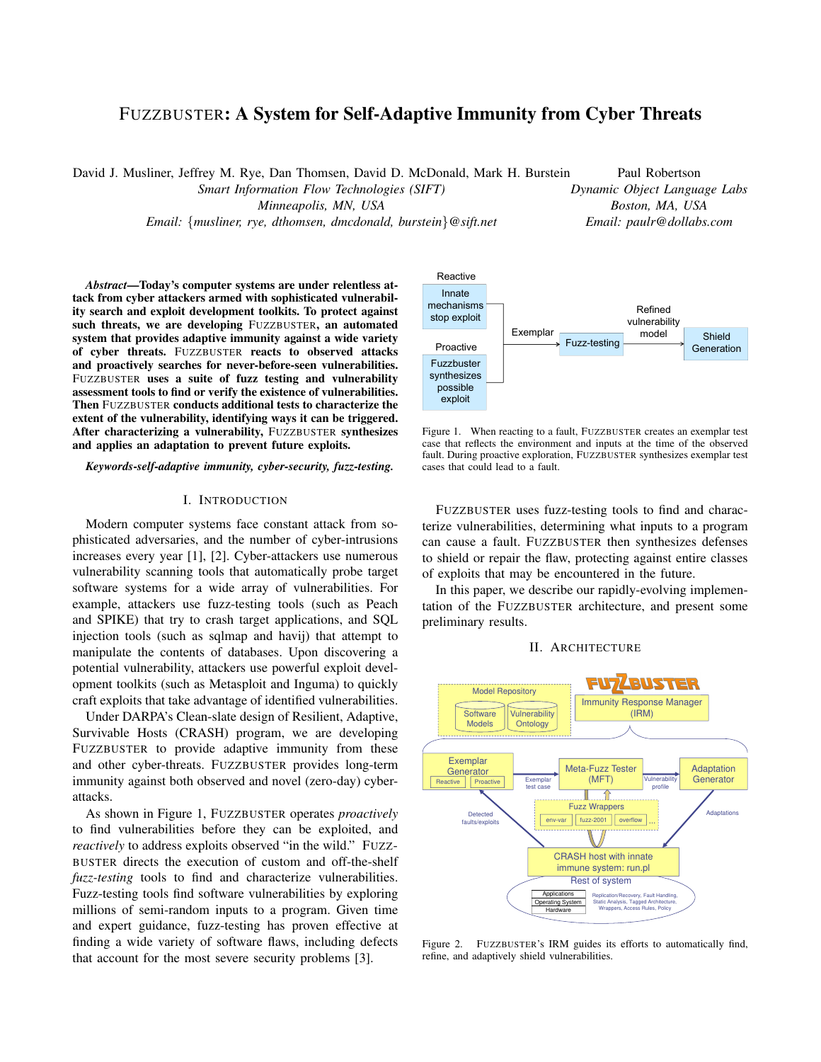# FUZZBUSTER: A System for Self-Adaptive Immunity from Cyber Threats

David J. Musliner, Jeffrey M. Rye, Dan Thomsen, David D. McDonald, Mark H. Burstein
*Smart Information Flow Technologies (SIFT)*
*Minneapolis, MN, USA*
*Email: {musliner, rye, dthomsen, dmcdonald, burstein}@sift.net*

Paul Robertson
*Dynamic Object Language Labs*
*Boston, MA, USA*
*Email: paulr@dollabs.com*

***Abstract*—Today's computer systems are under relentless attack from cyber attackers armed with sophisticated vulnerability search and exploit development toolkits. To protect against such threats, we are developing FUZZBUSTER, an automated system that provides adaptive immunity against a wide variety of cyber threats. FUZZBUSTER reacts to observed attacks and proactively searches for never-before-seen vulnerabilities. FUZZBUSTER uses a suite of fuzz testing and vulnerability assessment tools to find or verify the existence of vulnerabilities. Then FUZZBUSTER conducts additional tests to characterize the extent of the vulnerability, identifying ways it can be triggered. After characterizing a vulnerability, FUZZBUSTER synthesizes and applies an adaptation to prevent future exploits.**

***Keywords*-self-adaptive immunity, cyber-security, fuzz-testing.**

## I. INTRODUCTION

Modern computer systems face constant attack from sophisticated adversaries, and the number of cyber-intrusions increases every year [1], [2]. Cyber-attackers use numerous vulnerability scanning tools that automatically probe target software systems for a wide array of vulnerabilities. For example, attackers use fuzz-testing tools (such as Peach and SPIKE) that try to crash target applications, and SQL injection tools (such as sqlmap and havij) that attempt to manipulate the contents of databases. Upon discovering a potential vulnerability, attackers use powerful exploit development toolkits (such as Metasploit and Inguma) to quickly craft exploits that take advantage of identified vulnerabilities.

Under DARPA's Clean-slate design of Resilient, Adaptive, Survivable Hosts (CRASH) program, we are developing FUZZBUSTER to provide adaptive immunity from these and other cyber-threats. FUZZBUSTER provides long-term immunity against both observed and novel (zero-day) cyber-attacks.

As shown in Figure 1, FUZZBUSTER operates *proactively* to find vulnerabilities before they can be exploited, and *reactively* to address exploits observed "in the wild." FUZZBUSTER directs the execution of custom and off-the-shelf *fuzz-testing* tools to find and characterize vulnerabilities. Fuzz-testing tools find software vulnerabilities by exploring millions of semi-random inputs to a program. Given time and expert guidance, fuzz-testing has proven effective at finding a wide variety of software flaws, including defects that account for the most severe security problems [3].

Reactive
Innate mechanisms stop exploit
Proactive
Fuzzbuster synthesizes possible exploit
Exemplar
Fuzz-testing
Refined vulnerability model
Shield Generation

Figure 1. When reacting to a fault, FUZZBUSTER creates an exemplar test case that reflects the environment and inputs at the time of the observed fault. During proactive exploration, FUZZBUSTER synthesizes exemplar test cases that could lead to a fault.

FUZZBUSTER uses fuzz-testing tools to find and characterize vulnerabilities, determining what inputs to a program can cause a fault. FUZZBUSTER then synthesizes defenses to shield or repair the flaw, protecting against entire classes of exploits that may be encountered in the future.

In this paper, we describe our rapidly-evolving implementation of the FUZZBUSTER architecture, and present some preliminary results.

## II. ARCHITECTURE

FUZZBUSTER
Model Repository
Software Models
Vulnerability Ontology
Immunity Response Manager (IRM)
Exemplar Generator
Reactive
Proactive
Exemplar test case
Meta-Fuzz Tester (MFT)
Vulnerability profile
Adaptation Generator
Fuzz Wrappers
env-var
fuzz-2001
overflow
...
Detected faults/exploits
Adaptations
CRASH host with innate immune system: run.pl
Rest of system
Applications
Operating System
Hardware
Replication/Recovery, Fault Handling, Static Analysis, Tagged Architecture, Wrappers, Access Rules, Policy

Figure 2. FUZZBUSTER's IRM guides its efforts to automatically find, refine, and adaptively shield vulnerabilities.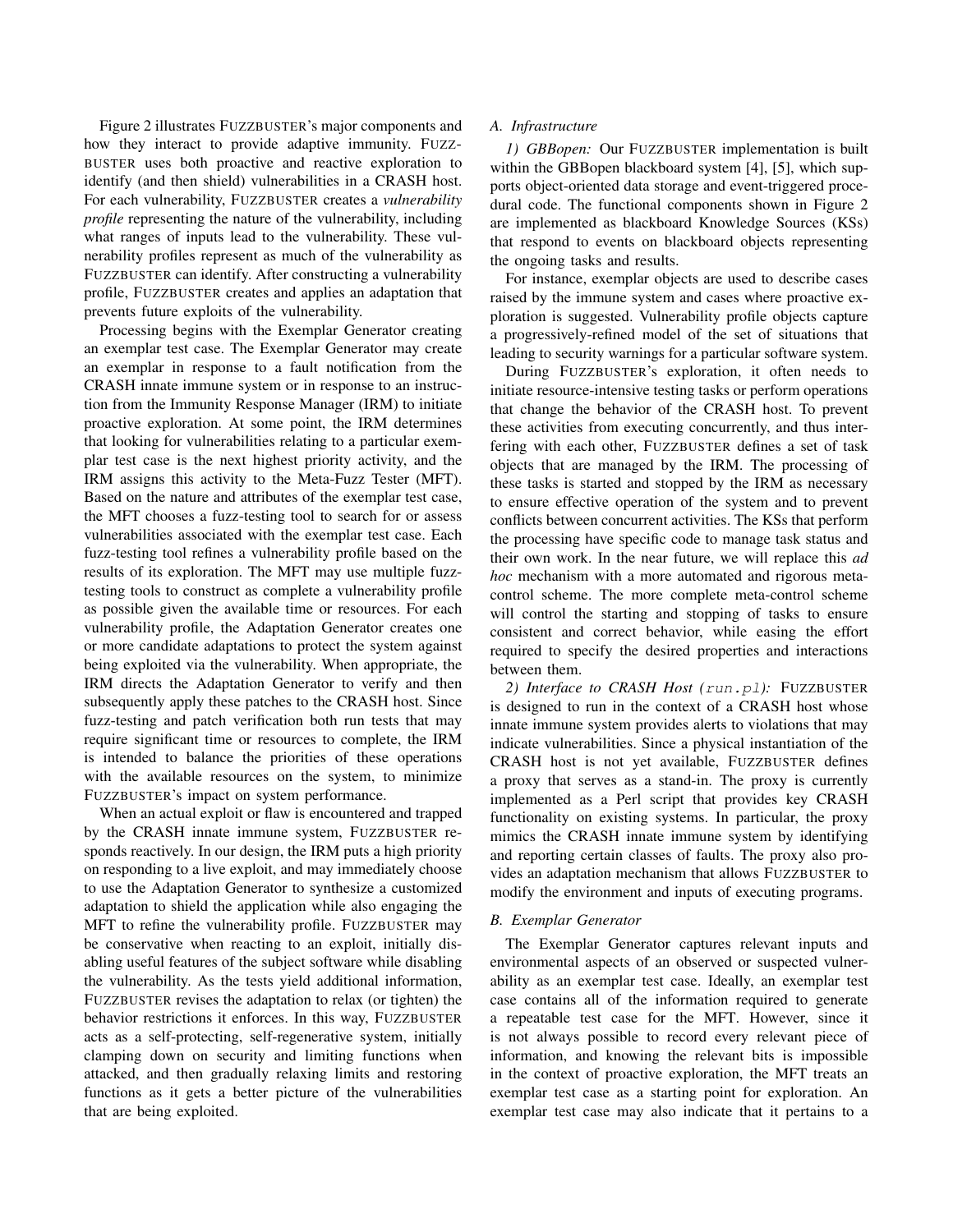Figure 2 illustrates FUZZBUSTER's major components and how they interact to provide adaptive immunity. FUZZBUSTER uses both proactive and reactive exploration to identify (and then shield) vulnerabilities in a CRASH host. For each vulnerability, FUZZBUSTER creates a *vulnerability profile* representing the nature of the vulnerability, including what ranges of inputs lead to the vulnerability. These vulnerability profiles represent as much of the vulnerability as FUZZBUSTER can identify. After constructing a vulnerability profile, FUZZBUSTER creates and applies an adaptation that prevents future exploits of the vulnerability.

Processing begins with the Exemplar Generator creating an exemplar test case. The Exemplar Generator may create an exemplar in response to a fault notification from the CRASH innate immune system or in response to an instruction from the Immunity Response Manager (IRM) to initiate proactive exploration. At some point, the IRM determines that looking for vulnerabilities relating to a particular exemplar test case is the next highest priority activity, and the IRM assigns this activity to the Meta-Fuzz Tester (MFT). Based on the nature and attributes of the exemplar test case, the MFT chooses a fuzz-testing tool to search for or assess vulnerabilities associated with the exemplar test case. Each fuzz-testing tool refines a vulnerability profile based on the results of its exploration. The MFT may use multiple fuzz-testing tools to construct as complete a vulnerability profile as possible given the available time or resources. For each vulnerability profile, the Adaptation Generator creates one or more candidate adaptations to protect the system against being exploited via the vulnerability. When appropriate, the IRM directs the Adaptation Generator to verify and then subsequently apply these patches to the CRASH host. Since fuzz-testing and patch verification both run tests that may require significant time or resources to complete, the IRM is intended to balance the priorities of these operations with the available resources on the system, to minimize FUZZBUSTER's impact on system performance.

When an actual exploit or flaw is encountered and trapped by the CRASH innate immune system, FUZZBUSTER responds reactively. In our design, the IRM puts a high priority on responding to a live exploit, and may immediately choose to use the Adaptation Generator to synthesize a customized adaptation to shield the application while also engaging the MFT to refine the vulnerability profile. FUZZBUSTER may be conservative when reacting to an exploit, initially disabling useful features of the subject software while disabling the vulnerability. As the tests yield additional information, FUZZBUSTER revises the adaptation to relax (or tighten) the behavior restrictions it enforces. In this way, FUZZBUSTER acts as a self-protecting, self-regenerative system, initially clamping down on security and limiting functions when attacked, and then gradually relaxing limits and restoring functions as it gets a better picture of the vulnerabilities that are being exploited.

### A. Infrastructure

*1) GBBopen:* Our FUZZBUSTER implementation is built within the GBBopen blackboard system [4], [5], which supports object-oriented data storage and event-triggered procedural code. The functional components shown in Figure 2 are implemented as blackboard Knowledge Sources (KSs) that respond to events on blackboard objects representing the ongoing tasks and results.

For instance, exemplar objects are used to describe cases raised by the immune system and cases where proactive exploration is suggested. Vulnerability profile objects capture a progressively-refined model of the set of situations that leading to security warnings for a particular software system.

During FUZZBUSTER's exploration, it often needs to initiate resource-intensive testing tasks or perform operations that change the behavior of the CRASH host. To prevent these activities from executing concurrently, and thus interfering with each other, FUZZBUSTER defines a set of task objects that are managed by the IRM. The processing of these tasks is started and stopped by the IRM as necessary to ensure effective operation of the system and to prevent conflicts between concurrent activities. The KSs that perform the processing have specific code to manage task status and their own work. In the near future, we will replace this *ad hoc* mechanism with a more automated and rigorous meta-control scheme. The more complete meta-control scheme will control the starting and stopping of tasks to ensure consistent and correct behavior, while easing the effort required to specify the desired properties and interactions between them.

*2) Interface to CRASH Host (`run.pl`):* FUZZBUSTER is designed to run in the context of a CRASH host whose innate immune system provides alerts to violations that may indicate vulnerabilities. Since a physical instantiation of the CRASH host is not yet available, FUZZBUSTER defines a proxy that serves as a stand-in. The proxy is currently implemented as a Perl script that provides key CRASH functionality on existing systems. In particular, the proxy mimics the CRASH innate immune system by identifying and reporting certain classes of faults. The proxy also provides an adaptation mechanism that allows FUZZBUSTER to modify the environment and inputs of executing programs.

### B. Exemplar Generator

The Exemplar Generator captures relevant inputs and environmental aspects of an observed or suspected vulnerability as an exemplar test case. Ideally, an exemplar test case contains all of the information required to generate a repeatable test case for the MFT. However, since it is not always possible to record every relevant piece of information, and knowing the relevant bits is impossible in the context of proactive exploration, the MFT treats an exemplar test case as a starting point for exploration. An exemplar test case may also indicate that it pertains to a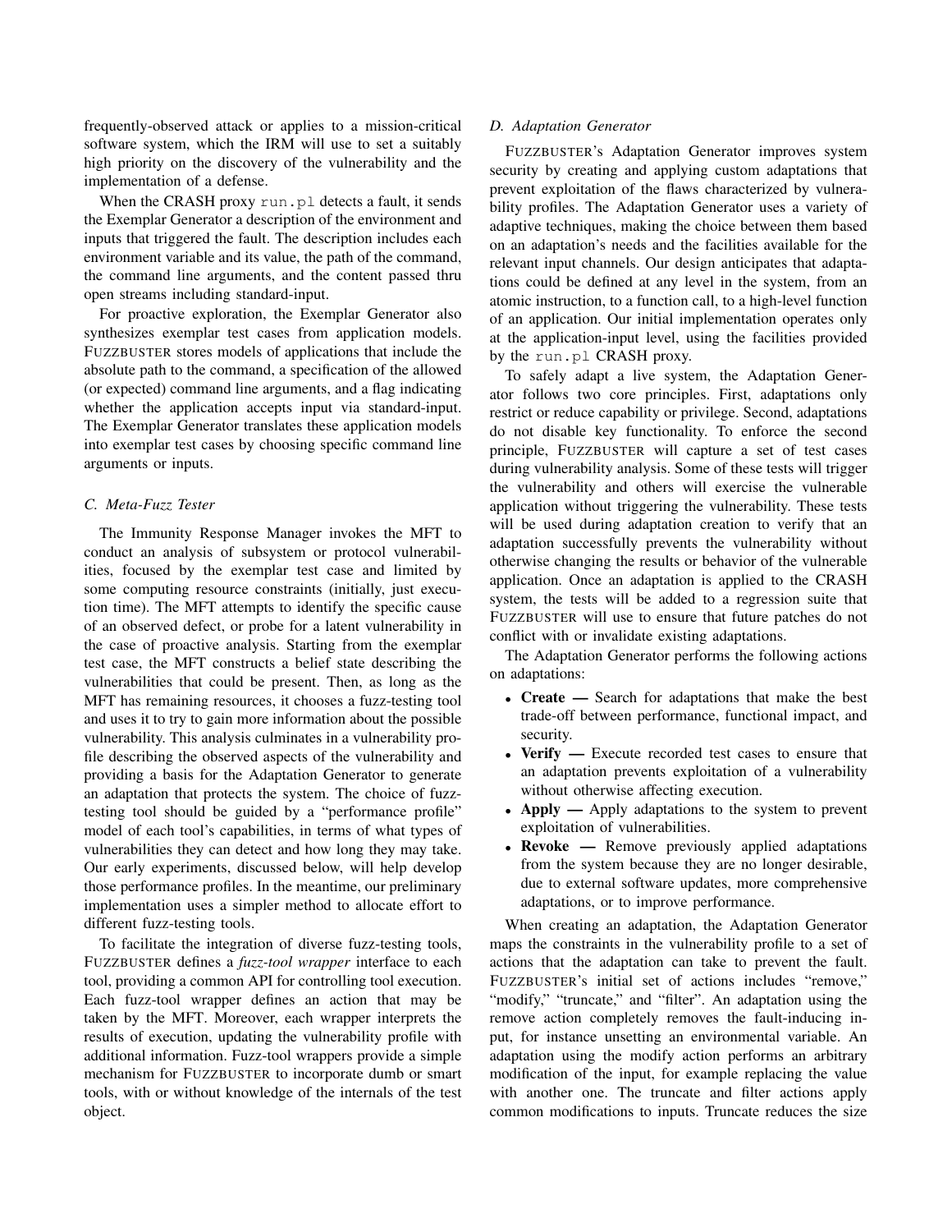frequently-observed attack or applies to a mission-critical software system, which the IRM will use to set a suitably high priority on the discovery of the vulnerability and the implementation of a defense.

When the CRASH proxy `run.pl` detects a fault, it sends the Exemplar Generator a description of the environment and inputs that triggered the fault. The description includes each environment variable and its value, the path of the command, the command line arguments, and the content passed thru open streams including standard-input.

For proactive exploration, the Exemplar Generator also synthesizes exemplar test cases from application models. FUZZBUSTER stores models of applications that include the absolute path to the command, a specification of the allowed (or expected) command line arguments, and a flag indicating whether the application accepts input via standard-input. The Exemplar Generator translates these application models into exemplar test cases by choosing specific command line arguments or inputs.

### C. Meta-Fuzz Tester

The Immunity Response Manager invokes the MFT to conduct an analysis of subsystem or protocol vulnerabilities, focused by the exemplar test case and limited by some computing resource constraints (initially, just execution time). The MFT attempts to identify the specific cause of an observed defect, or probe for a latent vulnerability in the case of proactive analysis. Starting from the exemplar test case, the MFT constructs a belief state describing the vulnerabilities that could be present. Then, as long as the MFT has remaining resources, it chooses a fuzz-testing tool and uses it to try to gain more information about the possible vulnerability. This analysis culminates in a vulnerability profile describing the observed aspects of the vulnerability and providing a basis for the Adaptation Generator to generate an adaptation that protects the system. The choice of fuzz-testing tool should be guided by a "performance profile" model of each tool's capabilities, in terms of what types of vulnerabilities they can detect and how long they may take. Our early experiments, discussed below, will help develop those performance profiles. In the meantime, our preliminary implementation uses a simpler method to allocate effort to different fuzz-testing tools.

To facilitate the integration of diverse fuzz-testing tools, FUZZBUSTER defines a *fuzz-tool wrapper* interface to each tool, providing a common API for controlling tool execution. Each fuzz-tool wrapper defines an action that may be taken by the MFT. Moreover, each wrapper interprets the results of execution, updating the vulnerability profile with additional information. Fuzz-tool wrappers provide a simple mechanism for FUZZBUSTER to incorporate dumb or smart tools, with or without knowledge of the internals of the test object.

### D. Adaptation Generator

FUZZBUSTER's Adaptation Generator improves system security by creating and applying custom adaptations that prevent exploitation of the flaws characterized by vulnerability profiles. The Adaptation Generator uses a variety of adaptive techniques, making the choice between them based on an adaptation's needs and the facilities available for the relevant input channels. Our design anticipates that adaptations could be defined at any level in the system, from an atomic instruction, to a function call, to a high-level function of an application. Our initial implementation operates only at the application-input level, using the facilities provided by the `run.pl` CRASH proxy.

To safely adapt a live system, the Adaptation Generator follows two core principles. First, adaptations only restrict or reduce capability or privilege. Second, adaptations do not disable key functionality. To enforce the second principle, FUZZBUSTER will capture a set of test cases during vulnerability analysis. Some of these tests will trigger the vulnerability and others will exercise the vulnerable application without triggering the vulnerability. These tests will be used during adaptation creation to verify that an adaptation successfully prevents the vulnerability without otherwise changing the results or behavior of the vulnerable application. Once an adaptation is applied to the CRASH system, the tests will be added to a regression suite that FUZZBUSTER will use to ensure that future patches do not conflict with or invalidate existing adaptations.

The Adaptation Generator performs the following actions on adaptations:

- **Create —** Search for adaptations that make the best trade-off between performance, functional impact, and security.
- **Verify —** Execute recorded test cases to ensure that an adaptation prevents exploitation of a vulnerability without otherwise affecting execution.
- **Apply —** Apply adaptations to the system to prevent exploitation of vulnerabilities.
- **Revoke —** Remove previously applied adaptations from the system because they are no longer desirable, due to external software updates, more comprehensive adaptations, or to improve performance.

When creating an adaptation, the Adaptation Generator maps the constraints in the vulnerability profile to a set of actions that the adaptation can take to prevent the fault. FUZZBUSTER's initial set of actions includes "remove," "modify," "truncate," and "filter". An adaptation using the remove action completely removes the fault-inducing input, for instance unsetting an environmental variable. An adaptation using the modify action performs an arbitrary modification of the input, for example replacing the value with another one. The truncate and filter actions apply common modifications to inputs. Truncate reduces the size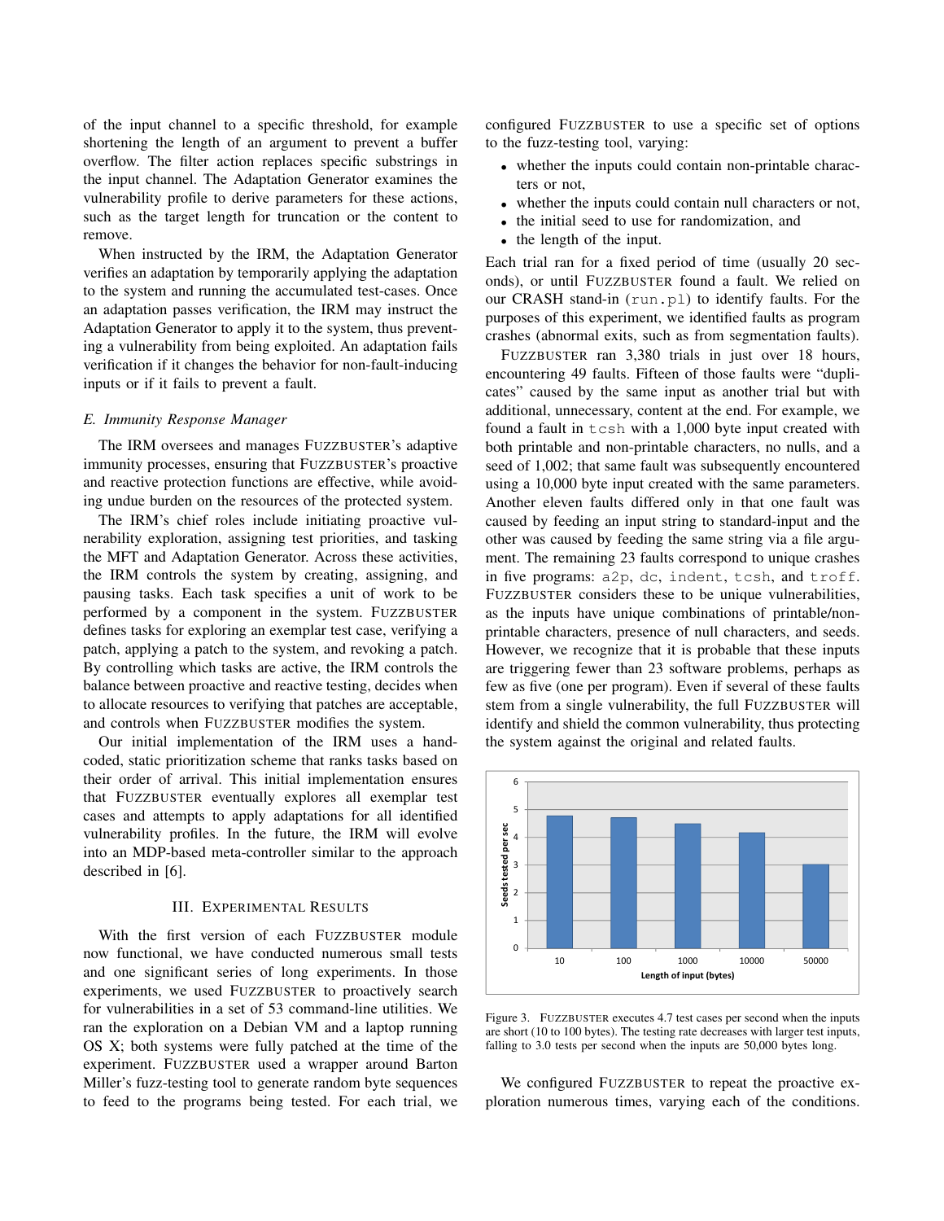of the input channel to a specific threshold, for example shortening the length of an argument to prevent a buffer overflow. The filter action replaces specific substrings in the input channel. The Adaptation Generator examines the vulnerability profile to derive parameters for these actions, such as the target length for truncation or the content to remove.

When instructed by the IRM, the Adaptation Generator verifies an adaptation by temporarily applying the adaptation to the system and running the accumulated test-cases. Once an adaptation passes verification, the IRM may instruct the Adaptation Generator to apply it to the system, thus preventing a vulnerability from being exploited. An adaptation fails verification if it changes the behavior for non-fault-inducing inputs or if it fails to prevent a fault.

### E. Immunity Response Manager

The IRM oversees and manages FUZZBUSTER's adaptive immunity processes, ensuring that FUZZBUSTER's proactive and reactive protection functions are effective, while avoiding undue burden on the resources of the protected system.

The IRM's chief roles include initiating proactive vulnerability exploration, assigning test priorities, and tasking the MFT and Adaptation Generator. Across these activities, the IRM controls the system by creating, assigning, and pausing tasks. Each task specifies a unit of work to be performed by a component in the system. FUZZBUSTER defines tasks for exploring an exemplar test case, verifying a patch, applying a patch to the system, and revoking a patch. By controlling which tasks are active, the IRM controls the balance between proactive and reactive testing, decides when to allocate resources to verifying that patches are acceptable, and controls when FUZZBUSTER modifies the system.

Our initial implementation of the IRM uses a hand-coded, static prioritization scheme that ranks tasks based on their order of arrival. This initial implementation ensures that FUZZBUSTER eventually explores all exemplar test cases and attempts to apply adaptations for all identified vulnerability profiles. In the future, the IRM will evolve into an MDP-based meta-controller similar to the approach described in [6].

## III. EXPERIMENTAL RESULTS

With the first version of each FUZZBUSTER module now functional, we have conducted numerous small tests and one significant series of long experiments. In those experiments, we used FUZZBUSTER to proactively search for vulnerabilities in a set of 53 command-line utilities. We ran the exploration on a Debian VM and a laptop running OS X; both systems were fully patched at the time of the experiment. FUZZBUSTER used a wrapper around Barton Miller's fuzz-testing tool to generate random byte sequences to feed to the programs being tested. For each trial, we configured FUZZBUSTER to use a specific set of options to the fuzz-testing tool, varying:

- whether the inputs could contain non-printable characters or not,
- whether the inputs could contain null characters or not,
- the initial seed to use for randomization, and
- the length of the input.

Each trial ran for a fixed period of time (usually 20 seconds), or until FUZZBUSTER found a fault. We relied on our CRASH stand-in (`run.pl`) to identify faults. For the purposes of this experiment, we identified faults as program crashes (abnormal exits, such as from segmentation faults).

FUZZBUSTER ran 3,380 trials in just over 18 hours, encountering 49 faults. Fifteen of those faults were "duplicates" caused by the same input as another trial but with additional, unnecessary, content at the end. For example, we found a fault in `tcsh` with a 1,000 byte input created with both printable and non-printable characters, no nulls, and a seed of 1,002; that same fault was subsequently encountered using a 10,000 byte input created with the same parameters. Another eleven faults differed only in that one fault was caused by feeding an input string to standard-input and the other was caused by feeding the same string via a file argument. The remaining 23 faults correspond to unique crashes in five programs: `a2p`, `dc`, `indent`, `tcsh`, and `troff`. FUZZBUSTER considers these to be unique vulnerabilities, as the inputs have unique combinations of printable/non-printable characters, presence of null characters, and seeds. However, we recognize that it is probable that these inputs are triggering fewer than 23 software problems, perhaps as few as five (one per program). Even if several of these faults stem from a single vulnerability, the full FUZZBUSTER will identify and shield the common vulnerability, thus protecting the system against the original and related faults.

Seeds tested per sec
6
5
4
3
2
1
0
10
100
1000
10000
50000
Length of input (bytes)

Figure 3. FUZZBUSTER executes 4.7 test cases per second when the inputs are short (10 to 100 bytes). The testing rate decreases with larger test inputs, falling to 3.0 tests per second when the inputs are 50,000 bytes long.

We configured FUZZBUSTER to repeat the proactive exploration numerous times, varying each of the conditions.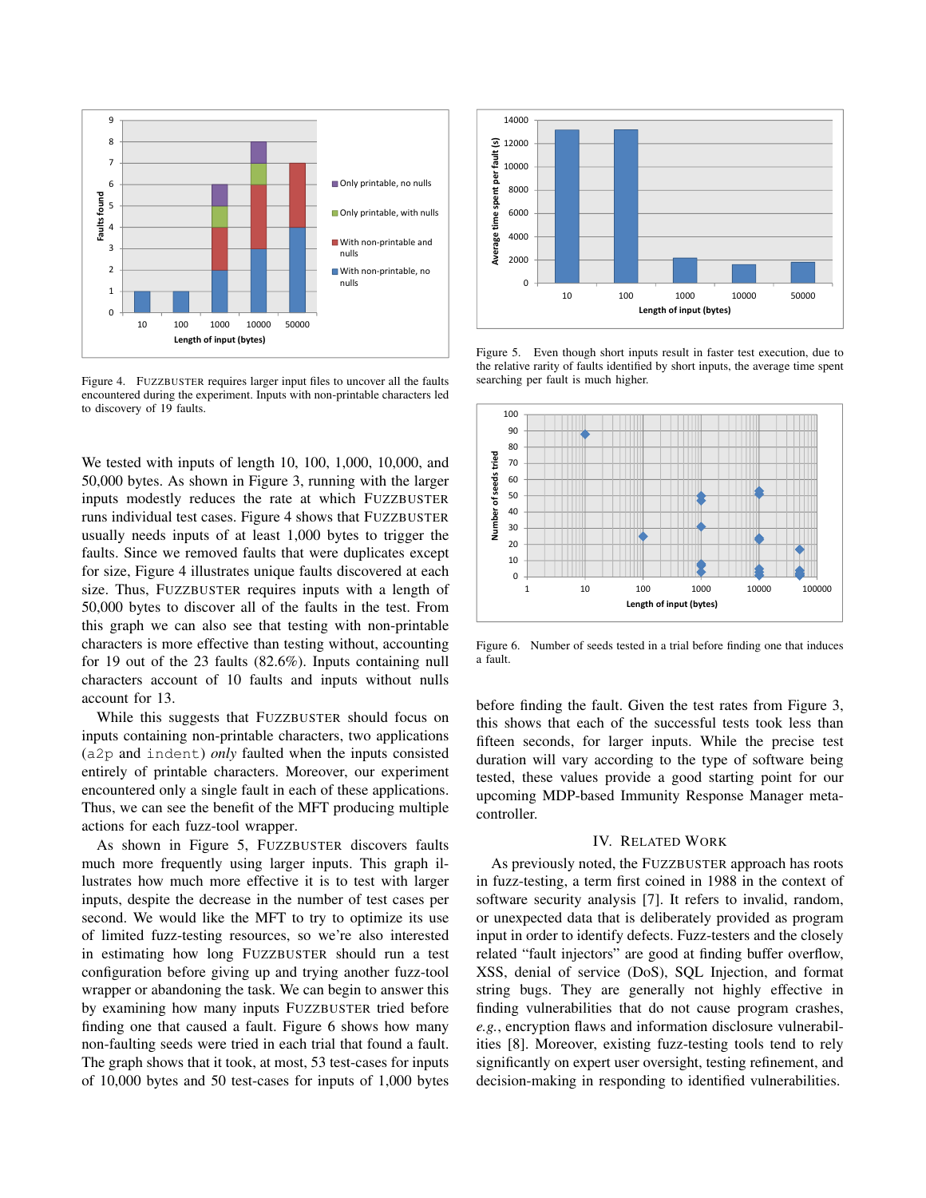9
8
7
6
5
4
3
2
1
0

Faults found

10 100 1000 10000 50000

Length of input (bytes)

Only printable, no nulls

Only printable, with nulls

With non-printable and nulls

With non-printable, no nulls

Figure 4. FUZZBUSTER requires larger input files to uncover all the faults encountered during the experiment. Inputs with non-printable characters led to discovery of 19 faults.

14000
12000
10000
8000
6000
4000
2000
0

Average time spent per fault (s)

10 100 1000 10000 50000

Length of input (bytes)

Figure 5. Even though short inputs result in faster test execution, due to the relative rarity of faults identified by short inputs, the average time spent searching per fault is much higher.

100
90
80
70
60
50
40
30
20
10
0

Number of seeds tried

1 10 100 1000 10000 100000

Length of input (bytes)

Figure 6. Number of seeds tested in a trial before finding one that induces a fault.

We tested with inputs of length 10, 100, 1,000, 10,000, and 50,000 bytes. As shown in Figure 3, running with the larger inputs modestly reduces the rate at which FUZZBUSTER runs individual test cases. Figure 4 shows that FUZZBUSTER usually needs inputs of at least 1,000 bytes to trigger the faults. Since we removed faults that were duplicates except for size, Figure 4 illustrates unique faults discovered at each size. Thus, FUZZBUSTER requires inputs with a length of 50,000 bytes to discover all of the faults in the test. From this graph we can also see that testing with non-printable characters is more effective than testing without, accounting for 19 out of the 23 faults (82.6%). Inputs containing null characters account of 10 faults and inputs without nulls account for 13.

While this suggests that FUZZBUSTER should focus on inputs containing non-printable characters, two applications (`a2p` and `indent`) *only* faulted when the inputs consisted entirely of printable characters. Moreover, our experiment encountered only a single fault in each of these applications. Thus, we can see the benefit of the MFT producing multiple actions for each fuzz-tool wrapper.

As shown in Figure 5, FUZZBUSTER discovers faults much more frequently using larger inputs. This graph illustrates how much more effective it is to test with larger inputs, despite the decrease in the number of test cases per second. We would like the MFT to try to optimize its use of limited fuzz-testing resources, so we're also interested in estimating how long FUZZBUSTER should run a test configuration before giving up and trying another fuzz-tool wrapper or abandoning the task. We can begin to answer this by examining how many inputs FUZZBUSTER tried before finding one that caused a fault. Figure 6 shows how many non-faulting seeds were tried in each trial that found a fault. The graph shows that it took, at most, 53 test-cases for inputs of 10,000 bytes and 50 test-cases for inputs of 1,000 bytes before finding the fault. Given the test rates from Figure 3, this shows that each of the successful tests took less than fifteen seconds, for larger inputs. While the precise test duration will vary according to the type of software being tested, these values provide a good starting point for our upcoming MDP-based Immunity Response Manager meta-controller.

## IV. Related Work

As previously noted, the FUZZBUSTER approach has roots in fuzz-testing, a term first coined in 1988 in the context of software security analysis [7]. It refers to invalid, random, or unexpected data that is deliberately provided as program input in order to identify defects. Fuzz-testers and the closely related "fault injectors" are good at finding buffer overflow, XSS, denial of service (DoS), SQL Injection, and format string bugs. They are generally not highly effective in finding vulnerabilities that do not cause program crashes, *e.g.*, encryption flaws and information disclosure vulnerabilities [8]. Moreover, existing fuzz-testing tools tend to rely significantly on expert user oversight, testing refinement, and decision-making in responding to identified vulnerabilities.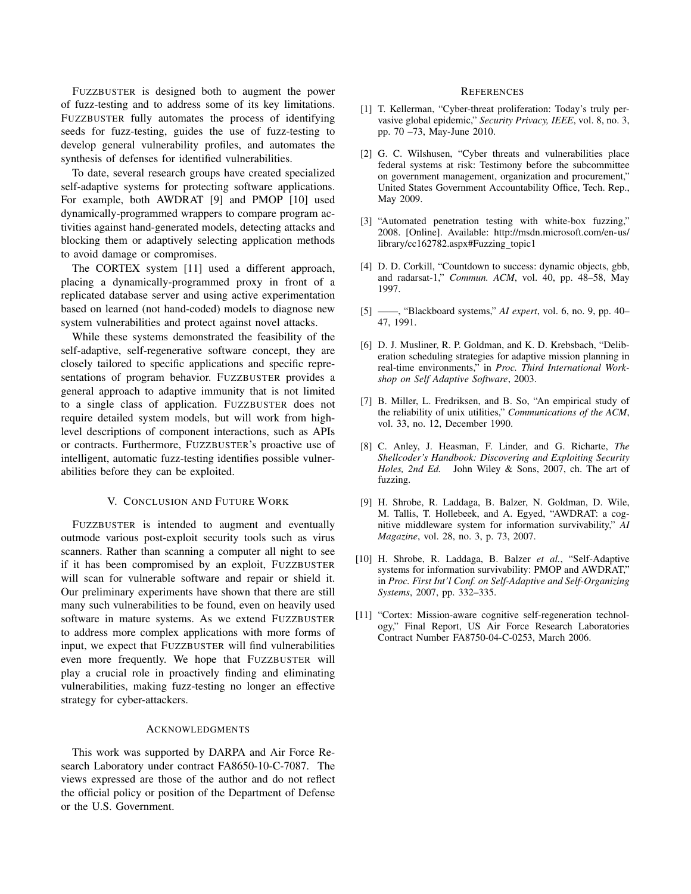FUZZBUSTER is designed both to augment the power of fuzz-testing and to address some of its key limitations. FUZZBUSTER fully automates the process of identifying seeds for fuzz-testing, guides the use of fuzz-testing to develop general vulnerability profiles, and automates the synthesis of defenses for identified vulnerabilities.

To date, several research groups have created specialized self-adaptive systems for protecting software applications. For example, both AWDRAT [9] and PMOP [10] used dynamically-programmed wrappers to compare program activities against hand-generated models, detecting attacks and blocking them or adaptively selecting application methods to avoid damage or compromises.

The CORTEX system [11] used a different approach, placing a dynamically-programmed proxy in front of a replicated database server and using active experimentation based on learned (not hand-coded) models to diagnose new system vulnerabilities and protect against novel attacks.

While these systems demonstrated the feasibility of the self-adaptive, self-regenerative software concept, they are closely tailored to specific applications and specific representations of program behavior. FUZZBUSTER provides a general approach to adaptive immunity that is not limited to a single class of application. FUZZBUSTER does not require detailed system models, but will work from high-level descriptions of component interactions, such as APIs or contracts. Furthermore, FUZZBUSTER's proactive use of intelligent, automatic fuzz-testing identifies possible vulnerabilities before they can be exploited.

## V. CONCLUSION AND FUTURE WORK

FUZZBUSTER is intended to augment and eventually outmode various post-exploit security tools such as virus scanners. Rather than scanning a computer all night to see if it has been compromised by an exploit, FUZZBUSTER will scan for vulnerable software and repair or shield it. Our preliminary experiments have shown that there are still many such vulnerabilities to be found, even on heavily used software in mature systems. As we extend FUZZBUSTER to address more complex applications with more forms of input, we expect that FUZZBUSTER will find vulnerabilities even more frequently. We hope that FUZZBUSTER will play a crucial role in proactively finding and eliminating vulnerabilities, making fuzz-testing no longer an effective strategy for cyber-attackers.

## ACKNOWLEDGMENTS

This work was supported by DARPA and Air Force Research Laboratory under contract FA8650-10-C-7087. The views expressed are those of the author and do not reflect the official policy or position of the Department of Defense or the U.S. Government.

## REFERENCES

[1] T. Kellerman, "Cyber-threat proliferation: Today's truly pervasive global epidemic," *Security Privacy, IEEE*, vol. 8, no. 3, pp. 70 –73, May-June 2010.

[2] G. C. Wilshusen, "Cyber threats and vulnerabilities place federal systems at risk: Testimony before the subcommittee on government management, organization and procurement," United States Government Accountability Office, Tech. Rep., May 2009.

[3] "Automated penetration testing with white-box fuzzing," 2008. [Online]. Available: http://msdn.microsoft.com/en-us/library/cc162782.aspx#Fuzzing_topic1

[4] D. D. Corkill, "Countdown to success: dynamic objects, gbb, and radarsat-1," *Commun. ACM*, vol. 40, pp. 48–58, May 1997.

[5] ——, "Blackboard systems," *AI expert*, vol. 6, no. 9, pp. 40–47, 1991.

[6] D. J. Musliner, R. P. Goldman, and K. D. Krebsbach, "Deliberation scheduling strategies for adaptive mission planning in real-time environments," in *Proc. Third International Workshop on Self Adaptive Software*, 2003.

[7] B. Miller, L. Fredriksen, and B. So, "An empirical study of the reliability of unix utilities," *Communications of the ACM*, vol. 33, no. 12, December 1990.

[8] C. Anley, J. Heasman, F. Linder, and G. Richarte, *The Shellcoder's Handbook: Discovering and Exploiting Security Holes, 2nd Ed.* John Wiley & Sons, 2007, ch. The art of fuzzing.

[9] H. Shrobe, R. Laddaga, B. Balzer, N. Goldman, D. Wile, M. Tallis, T. Hollebeek, and A. Egyed, "AWDRAT: a cognitive middleware system for information survivability," *AI Magazine*, vol. 28, no. 3, p. 73, 2007.

[10] H. Shrobe, R. Laddaga, B. Balzer *et al.*, "Self-Adaptive systems for information survivability: PMOP and AWDRAT," in *Proc. First Int'l Conf. on Self-Adaptive and Self-Organizing Systems*, 2007, pp. 332–335.

[11] "Cortex: Mission-aware cognitive self-regeneration technology," Final Report, US Air Force Research Laboratories Contract Number FA8750-04-C-0253, March 2006.